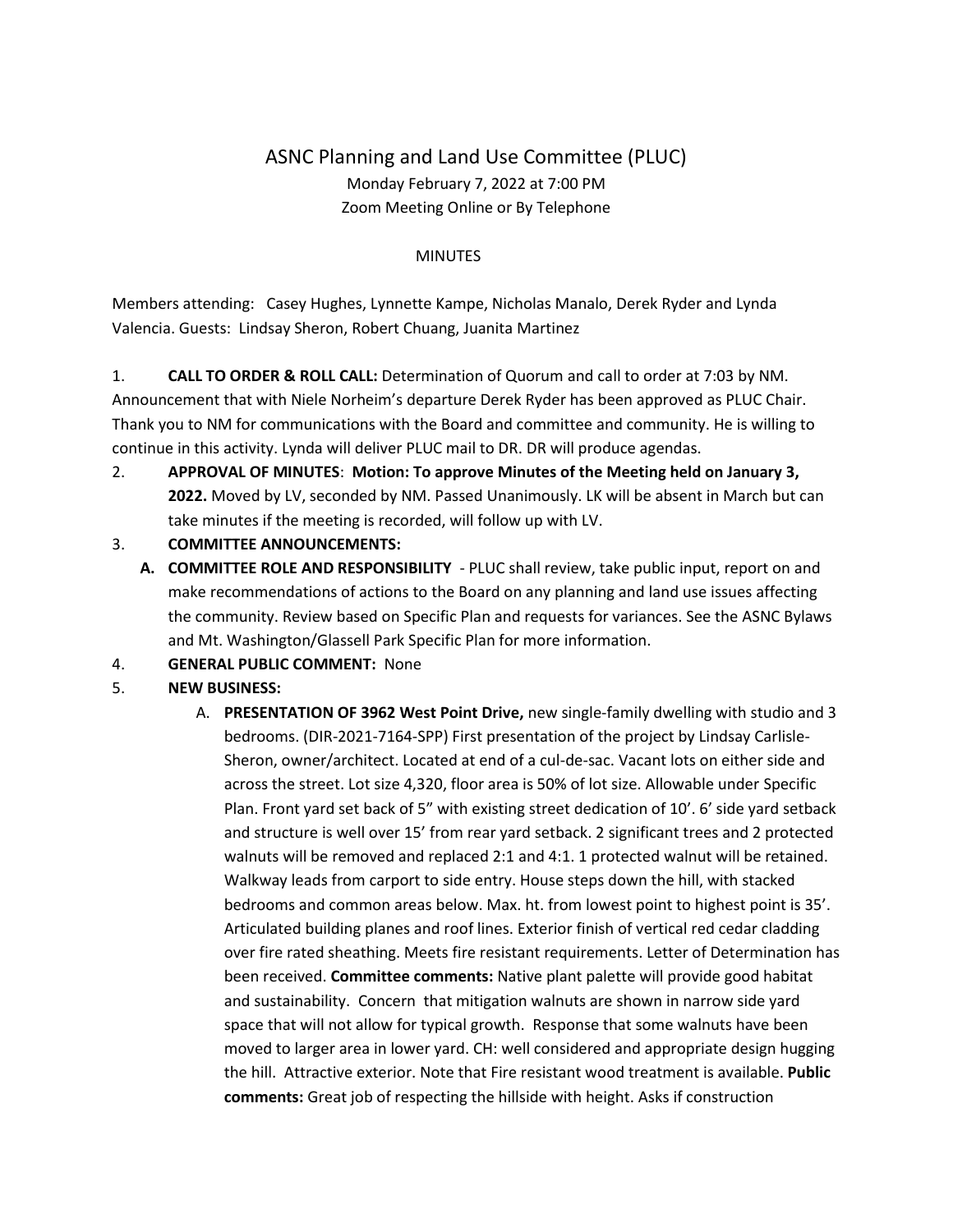# ASNC Planning and Land Use Committee (PLUC)

Monday February 7, 2022 at 7:00 PM

Zoom Meeting Online or By Telephone

MINUTES

Members attending: Casey Hughes, Lynnette Kampe, Nicholas Manalo, Derek Ryder and Lynda Valencia. Guests: Lindsay Sheron, Robert Chuang, Juanita Martinez

1. **CALL TO ORDER & ROLL CALL:** Determination of Quorum and call to order at 7:03 by NM. Announcement that with Niele Norheim's departure Derek Ryder has been approved as PLUC Chair. Thank you to NM for communications with the Board and committee and community. He is willing to continue in this activity. Lynda will deliver PLUC mail to DR. DR will produce agendas.

2. **APPROVAL OF MINUTES**: **Motion: To approve Minutes of the Meeting held on January 3, 2022.** Moved by LV, seconded by NM. Passed Unanimously. LK will be absent in March but can take minutes if the meeting is recorded, will follow up with LV.

3. **COMMITTEE ANNOUNCEMENTS:**
   - **A. COMMITTEE ROLE AND RESPONSIBILITY** - PLUC shall review, take public input, report on and make recommendations of actions to the Board on any planning and land use issues affecting the community. Review based on Specific Plan and requests for variances. See the ASNC Bylaws and Mt. Washington/Glassell Park Specific Plan for more information.

4. **GENERAL PUBLIC COMMENT:** None

5. **NEW BUSINESS:**
   - A. **PRESENTATION OF 3962 West Point Drive,** new single-family dwelling with studio and 3 bedrooms. (DIR-2021-7164-SPP) First presentation of the project by Lindsay Carlisle-Sheron, owner/architect. Located at end of a cul-de-sac. Vacant lots on either side and across the street. Lot size 4,320, floor area is 50% of lot size. Allowable under Specific Plan. Front yard set back of 5" with existing street dedication of 10'. 6' side yard setback and structure is well over 15' from rear yard setback. 2 significant trees and 2 protected walnuts will be removed and replaced 2:1 and 4:1. 1 protected walnut will be retained. Walkway leads from carport to side entry. House steps down the hill, with stacked bedrooms and common areas below. Max. ht. from lowest point to highest point is 35'. Articulated building planes and roof lines. Exterior finish of vertical red cedar cladding over fire rated sheathing. Meets fire resistant requirements. Letter of Determination has been received. **Committee comments:** Native plant palette will provide good habitat and sustainability. Concern that mitigation walnuts are shown in narrow side yard space that will not allow for typical growth. Response that some walnuts have been moved to larger area in lower yard. CH: well considered and appropriate design hugging the hill. Attractive exterior. Note that Fire resistant wood treatment is available. **Public comments:** Great job of respecting the hillside with height. Asks if construction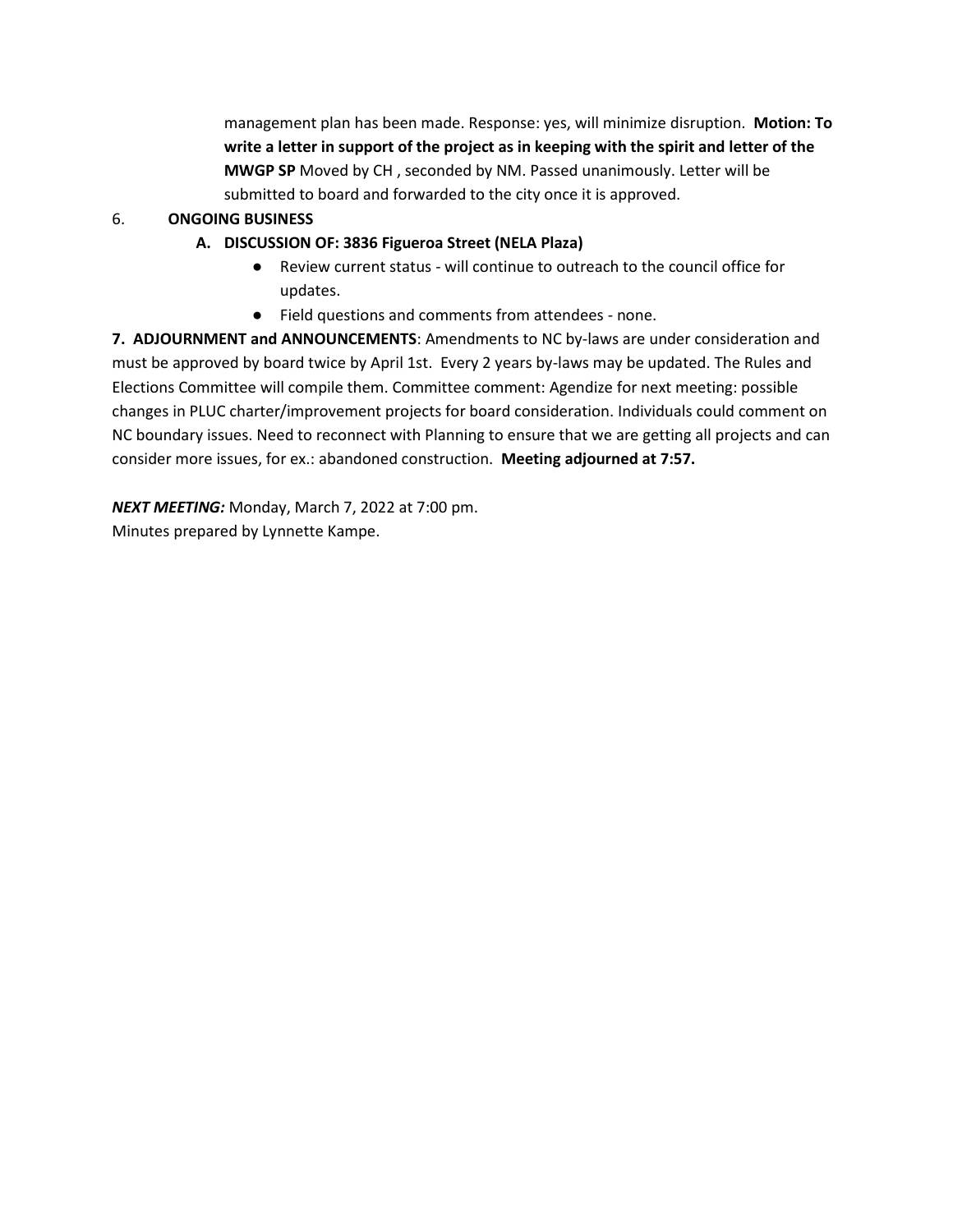management plan has been made. Response: yes, will minimize disruption. **Motion: To write a letter in support of the project as in keeping with the spirit and letter of the MWGP SP** Moved by CH , seconded by NM. Passed unanimously. Letter will be submitted to board and forwarded to the city once it is approved.

6. **ONGOING BUSINESS**

   **A. DISCUSSION OF: 3836 Figueroa Street (NELA Plaza)**

   - Review current status - will continue to outreach to the council office for updates.
   - Field questions and comments from attendees - none.

**7. ADJOURNMENT and ANNOUNCEMENTS**: Amendments to NC by-laws are under consideration and must be approved by board twice by April 1st. Every 2 years by-laws may be updated. The Rules and Elections Committee will compile them. Committee comment: Agendize for next meeting: possible changes in PLUC charter/improvement projects for board consideration. Individuals could comment on NC boundary issues. Need to reconnect with Planning to ensure that we are getting all projects and can consider more issues, for ex.: abandoned construction. **Meeting adjourned at 7:57.**

***NEXT MEETING:*** Monday, March 7, 2022 at 7:00 pm.
Minutes prepared by Lynnette Kampe.